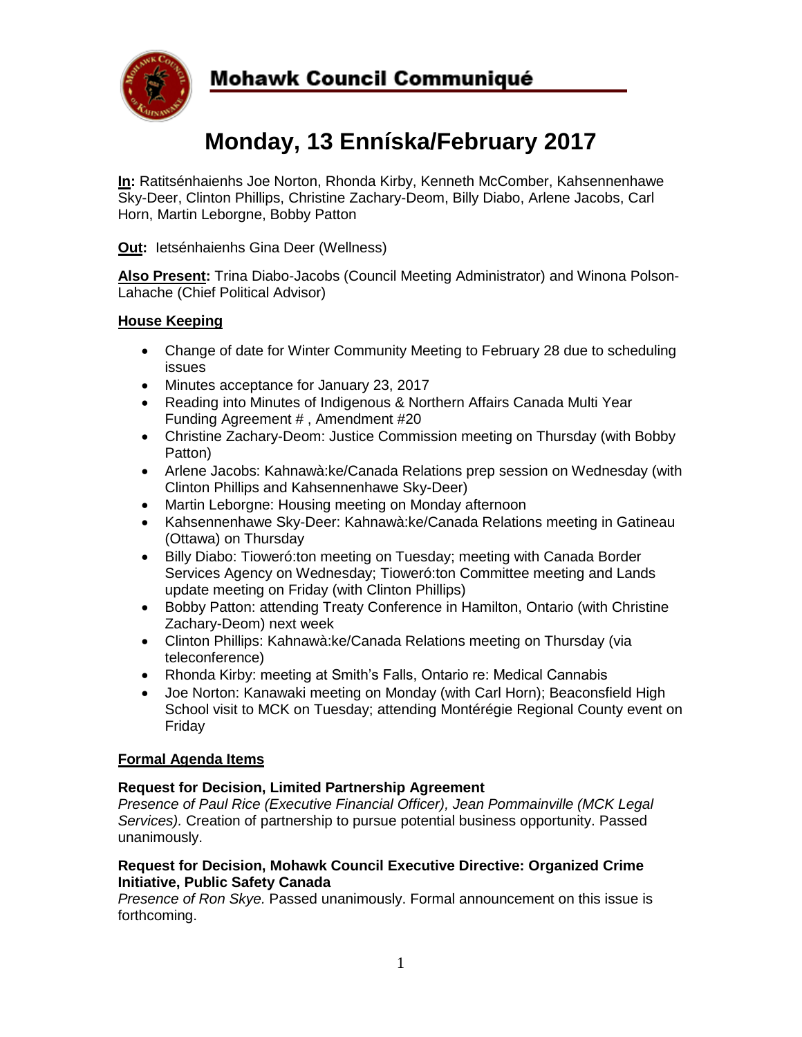# Mohawk Council Communiqué

## Monday, 13 Enníska/February 2017

**In:** Ratitsénhaienhs Joe Norton, Rhonda Kirby, Kenneth McComber, Kahsennenhawe Sky-Deer, Clinton Phillips, Christine Zachary-Deom, Billy Diabo, Arlene Jacobs, Carl Horn, Martin Leborgne, Bobby Patton

**Out:** Ietsénhaienhs Gina Deer (Wellness)

**Also Present:** Trina Diabo-Jacobs (Council Meeting Administrator) and Winona Polson-Lahache (Chief Political Advisor)

### House Keeping

- Change of date for Winter Community Meeting to February 28 due to scheduling issues
- Minutes acceptance for January 23, 2017
- Reading into Minutes of Indigenous & Northern Affairs Canada Multi Year Funding Agreement # , Amendment #20
- Christine Zachary-Deom: Justice Commission meeting on Thursday (with Bobby Patton)
- Arlene Jacobs: Kahnawà:ke/Canada Relations prep session on Wednesday (with Clinton Phillips and Kahsennenhawe Sky-Deer)
- Martin Leborgne: Housing meeting on Monday afternoon
- Kahsennenhawe Sky-Deer: Kahnawà:ke/Canada Relations meeting in Gatineau (Ottawa) on Thursday
- Billy Diabo: Tioweró:ton meeting on Tuesday; meeting with Canada Border Services Agency on Wednesday; Tioweró:ton Committee meeting and Lands update meeting on Friday (with Clinton Phillips)
- Bobby Patton: attending Treaty Conference in Hamilton, Ontario (with Christine Zachary-Deom) next week
- Clinton Phillips: Kahnawà:ke/Canada Relations meeting on Thursday (via teleconference)
- Rhonda Kirby: meeting at Smith's Falls, Ontario re: Medical Cannabis
- Joe Norton: Kanawaki meeting on Monday (with Carl Horn); Beaconsfield High School visit to MCK on Tuesday; attending Montérégie Regional County event on Friday

### Formal Agenda Items

**Request for Decision, Limited Partnership Agreement**
*Presence of Paul Rice (Executive Financial Officer), Jean Pommainville (MCK Legal Services).* Creation of partnership to pursue potential business opportunity. Passed unanimously.

**Request for Decision, Mohawk Council Executive Directive: Organized Crime Initiative, Public Safety Canada**
*Presence of Ron Skye.* Passed unanimously. Formal announcement on this issue is forthcoming.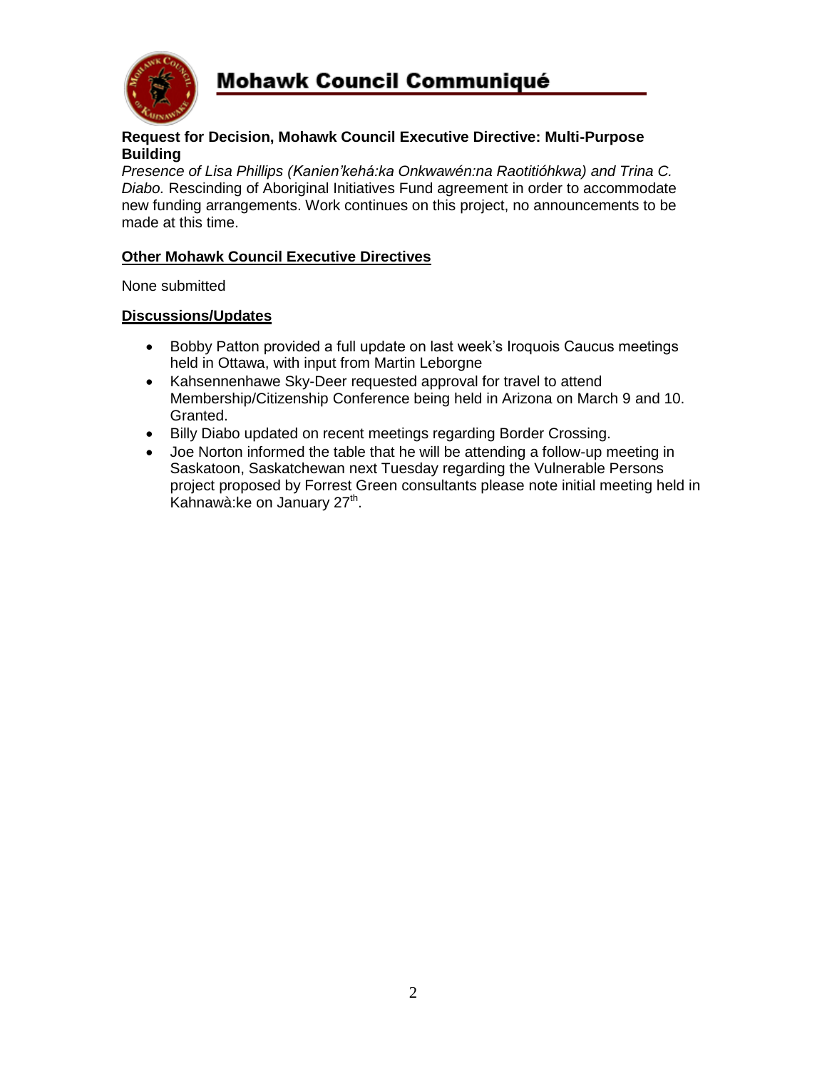**Request for Decision, Mohawk Council Executive Directive: Multi-Purpose Building**

*Presence of Lisa Phillips (Kanien'kehá:ka Onkwawén:na Raotitióhkwa) and Trina C. Diabo.* Rescinding of Aboriginal Initiatives Fund agreement in order to accommodate new funding arrangements. Work continues on this project, no announcements to be made at this time.

**Other Mohawk Council Executive Directives**

None submitted

**Discussions/Updates**

- Bobby Patton provided a full update on last week's Iroquois Caucus meetings held in Ottawa, with input from Martin Leborgne
- Kahsennenhawe Sky-Deer requested approval for travel to attend Membership/Citizenship Conference being held in Arizona on March 9 and 10. Granted.
- Billy Diabo updated on recent meetings regarding Border Crossing.
- Joe Norton informed the table that he will be attending a follow-up meeting in Saskatoon, Saskatchewan next Tuesday regarding the Vulnerable Persons project proposed by Forrest Green consultants please note initial meeting held in Kahnawà:ke on January 27th.